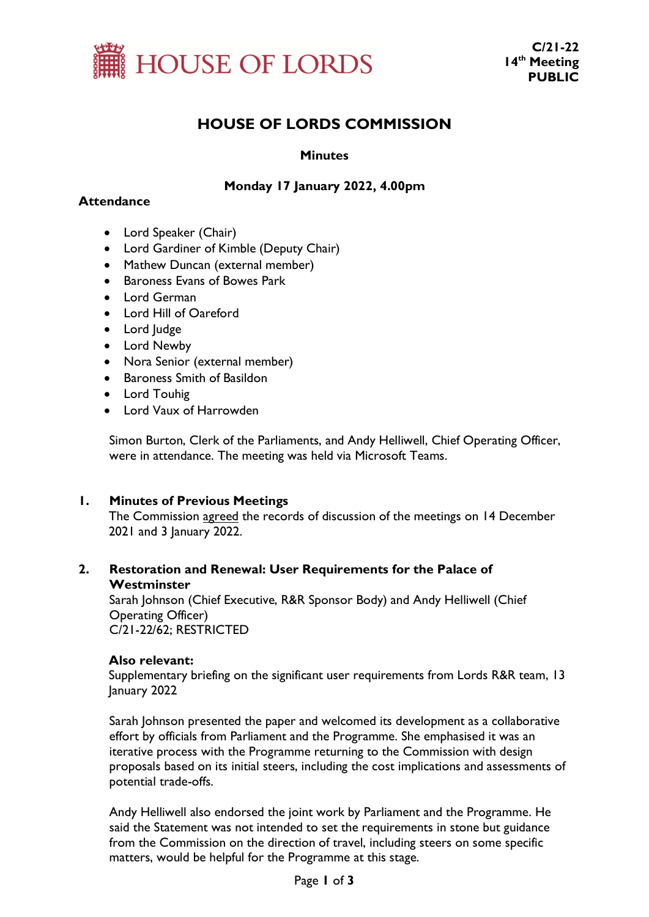HOUSE OF LORDS

**C/21-22**
**14th Meeting**
**PUBLIC**

# HOUSE OF LORDS COMMISSION

**Minutes**

**Monday 17 January 2022, 4.00pm**

**Attendance**

- Lord Speaker (Chair)
- Lord Gardiner of Kimble (Deputy Chair)
- Mathew Duncan (external member)
- Baroness Evans of Bowes Park
- Lord German
- Lord Hill of Oareford
- Lord Judge
- Lord Newby
- Nora Senior (external member)
- Baroness Smith of Basildon
- Lord Touhig
- Lord Vaux of Harrowden

Simon Burton, Clerk of the Parliaments, and Andy Helliwell, Chief Operating Officer, were in attendance. The meeting was held via Microsoft Teams.

## 1. Minutes of Previous Meetings

The Commission agreed the records of discussion of the meetings on 14 December 2021 and 3 January 2022.

## 2. Restoration and Renewal: User Requirements for the Palace of Westminster

Sarah Johnson (Chief Executive, R&R Sponsor Body) and Andy Helliwell (Chief Operating Officer)
C/21-22/62; RESTRICTED

**Also relevant:**
Supplementary briefing on the significant user requirements from Lords R&R team, 13 January 2022

Sarah Johnson presented the paper and welcomed its development as a collaborative effort by officials from Parliament and the Programme. She emphasised it was an iterative process with the Programme returning to the Commission with design proposals based on its initial steers, including the cost implications and assessments of potential trade-offs.

Andy Helliwell also endorsed the joint work by Parliament and the Programme. He said the Statement was not intended to set the requirements in stone but guidance from the Commission on the direction of travel, including steers on some specific matters, would be helpful for the Programme at this stage.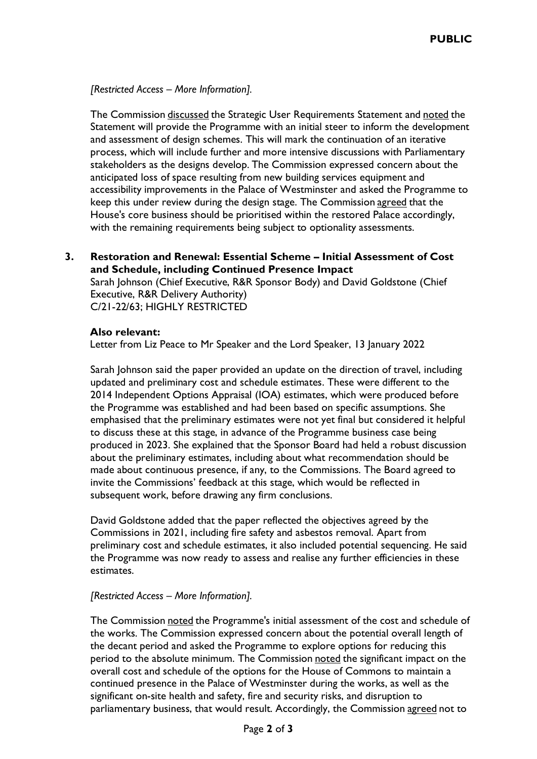*[Restricted Access – More Information].*

The Commission discussed the Strategic User Requirements Statement and noted the Statement will provide the Programme with an initial steer to inform the development and assessment of design schemes. This will mark the continuation of an iterative process, which will include further and more intensive discussions with Parliamentary stakeholders as the designs develop. The Commission expressed concern about the anticipated loss of space resulting from new building services equipment and accessibility improvements in the Palace of Westminster and asked the Programme to keep this under review during the design stage. The Commission agreed that the House's core business should be prioritised within the restored Palace accordingly, with the remaining requirements being subject to optionality assessments.

## 3. Restoration and Renewal: Essential Scheme – Initial Assessment of Cost and Schedule, including Continued Presence Impact

Sarah Johnson (Chief Executive, R&R Sponsor Body) and David Goldstone (Chief Executive, R&R Delivery Authority)
C/21-22/63; HIGHLY RESTRICTED

**Also relevant:**
Letter from Liz Peace to Mr Speaker and the Lord Speaker, 13 January 2022

Sarah Johnson said the paper provided an update on the direction of travel, including updated and preliminary cost and schedule estimates. These were different to the 2014 Independent Options Appraisal (IOA) estimates, which were produced before the Programme was established and had been based on specific assumptions. She emphasised that the preliminary estimates were not yet final but considered it helpful to discuss these at this stage, in advance of the Programme business case being produced in 2023. She explained that the Sponsor Board had held a robust discussion about the preliminary estimates, including about what recommendation should be made about continuous presence, if any, to the Commissions. The Board agreed to invite the Commissions' feedback at this stage, which would be reflected in subsequent work, before drawing any firm conclusions.

David Goldstone added that the paper reflected the objectives agreed by the Commissions in 2021, including fire safety and asbestos removal. Apart from preliminary cost and schedule estimates, it also included potential sequencing. He said the Programme was now ready to assess and realise any further efficiencies in these estimates.

*[Restricted Access – More Information].*

The Commission noted the Programme's initial assessment of the cost and schedule of the works. The Commission expressed concern about the potential overall length of the decant period and asked the Programme to explore options for reducing this period to the absolute minimum. The Commission noted the significant impact on the overall cost and schedule of the options for the House of Commons to maintain a continued presence in the Palace of Westminster during the works, as well as the significant on-site health and safety, fire and security risks, and disruption to parliamentary business, that would result. Accordingly, the Commission agreed not to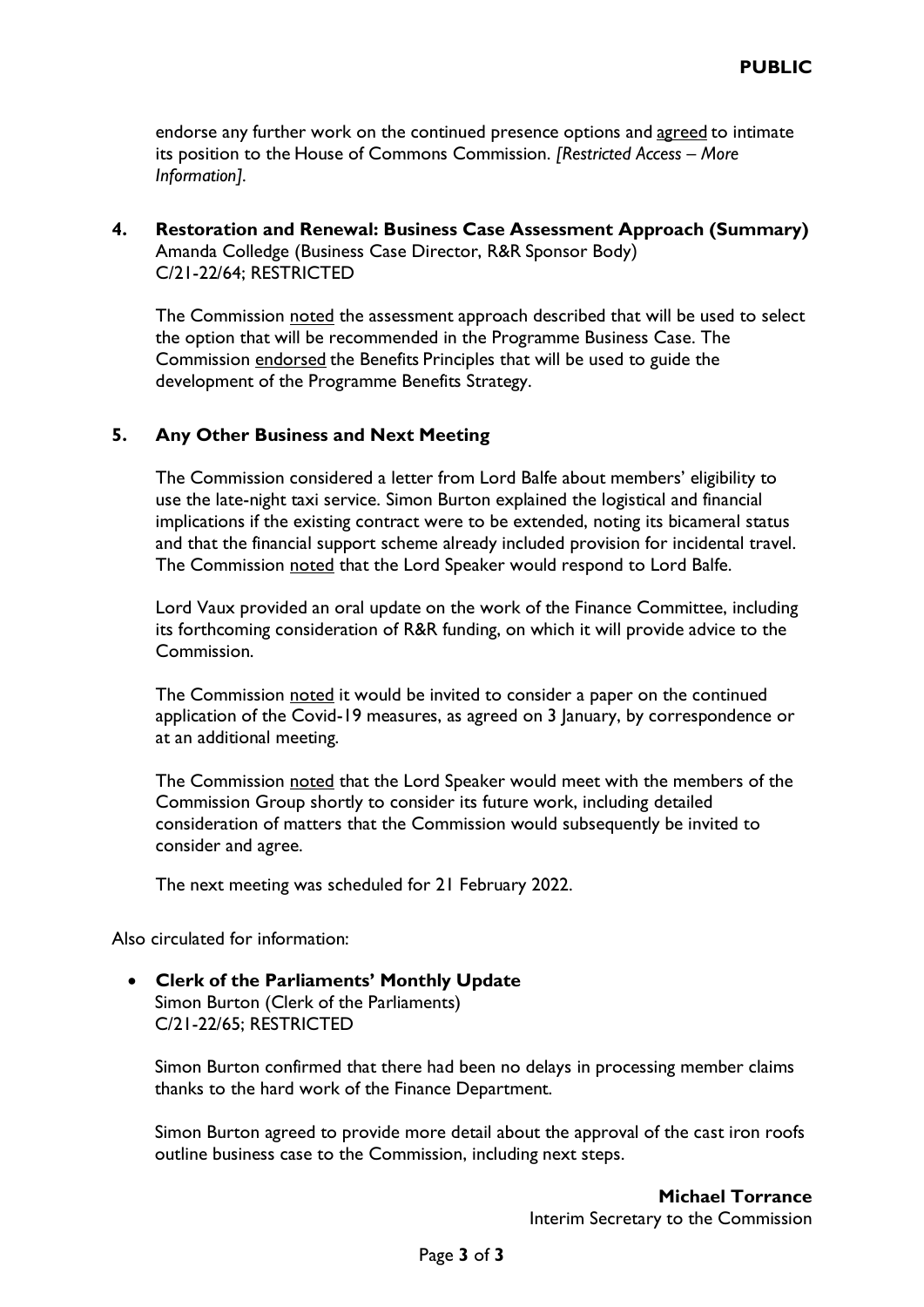endorse any further work on the continued presence options and <u>agreed</u> to intimate its position to the House of Commons Commission. *[Restricted Access – More Information]*.

## 4. Restoration and Renewal: Business Case Assessment Approach (Summary)

Amanda Colledge (Business Case Director, R&R Sponsor Body)
C/21-22/64; RESTRICTED

The Commission <u>noted</u> the assessment approach described that will be used to select the option that will be recommended in the Programme Business Case. The Commission <u>endorsed</u> the Benefits Principles that will be used to guide the development of the Programme Benefits Strategy.

## 5. Any Other Business and Next Meeting

The Commission considered a letter from Lord Balfe about members' eligibility to use the late-night taxi service. Simon Burton explained the logistical and financial implications if the existing contract were to be extended, noting its bicameral status and that the financial support scheme already included provision for incidental travel. The Commission <u>noted</u> that the Lord Speaker would respond to Lord Balfe.

Lord Vaux provided an oral update on the work of the Finance Committee, including its forthcoming consideration of R&R funding, on which it will provide advice to the Commission.

The Commission <u>noted</u> it would be invited to consider a paper on the continued application of the Covid-19 measures, as agreed on 3 January, by correspondence or at an additional meeting.

The Commission <u>noted</u> that the Lord Speaker would meet with the members of the Commission Group shortly to consider its future work, including detailed consideration of matters that the Commission would subsequently be invited to consider and agree.

The next meeting was scheduled for 21 February 2022.

Also circulated for information:

- **Clerk of the Parliaments' Monthly Update**
  Simon Burton (Clerk of the Parliaments)
  C/21-22/65; RESTRICTED

  Simon Burton confirmed that there had been no delays in processing member claims thanks to the hard work of the Finance Department.

  Simon Burton agreed to provide more detail about the approval of the cast iron roofs outline business case to the Commission, including next steps.

**Michael Torrance**
Interim Secretary to the Commission